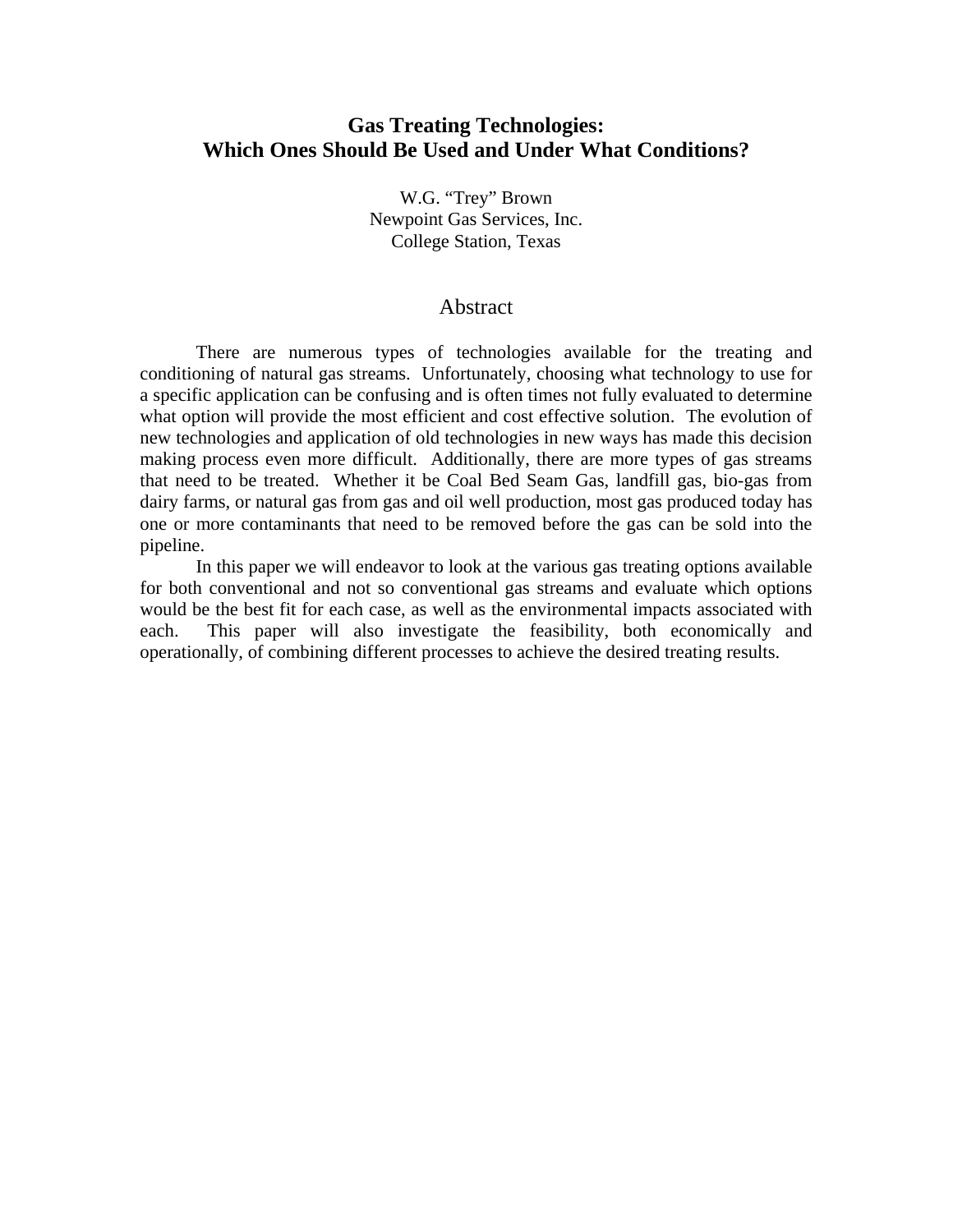# Gas Treating Technologies:
# Which Ones Should Be Used and Under What Conditions?

W.G. "Trey" Brown
Newpoint Gas Services, Inc.
College Station, Texas

## Abstract

There are numerous types of technologies available for the treating and conditioning of natural gas streams. Unfortunately, choosing what technology to use for a specific application can be confusing and is often times not fully evaluated to determine what option will provide the most efficient and cost effective solution. The evolution of new technologies and application of old technologies in new ways has made this decision making process even more difficult. Additionally, there are more types of gas streams that need to be treated. Whether it be Coal Bed Seam Gas, landfill gas, bio-gas from dairy farms, or natural gas from gas and oil well production, most gas produced today has one or more contaminants that need to be removed before the gas can be sold into the pipeline.

In this paper we will endeavor to look at the various gas treating options available for both conventional and not so conventional gas streams and evaluate which options would be the best fit for each case, as well as the environmental impacts associated with each. This paper will also investigate the feasibility, both economically and operationally, of combining different processes to achieve the desired treating results.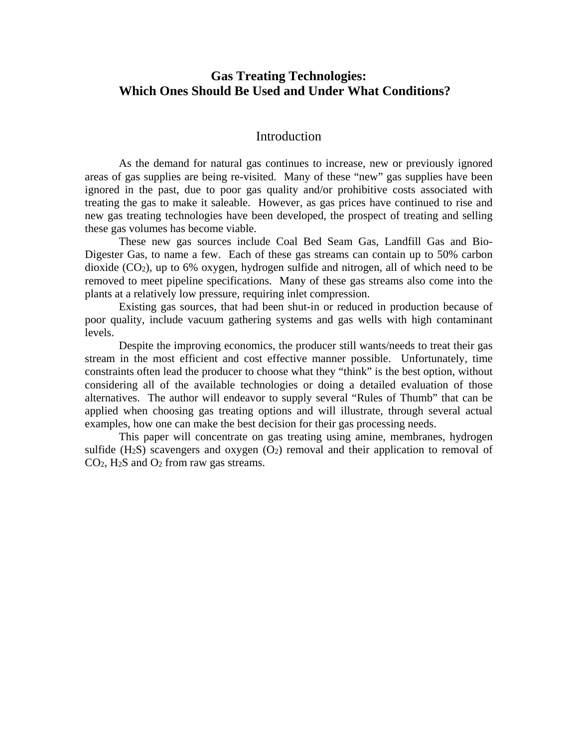# Gas Treating Technologies:
# Which Ones Should Be Used and Under What Conditions?

## Introduction

As the demand for natural gas continues to increase, new or previously ignored areas of gas supplies are being re-visited. Many of these “new” gas supplies have been ignored in the past, due to poor gas quality and/or prohibitive costs associated with treating the gas to make it saleable. However, as gas prices have continued to rise and new gas treating technologies have been developed, the prospect of treating and selling these gas volumes has become viable.

These new gas sources include Coal Bed Seam Gas, Landfill Gas and Bio-Digester Gas, to name a few. Each of these gas streams can contain up to 50% carbon dioxide ($CO_2$), up to 6% oxygen, hydrogen sulfide and nitrogen, all of which need to be removed to meet pipeline specifications. Many of these gas streams also come into the plants at a relatively low pressure, requiring inlet compression.

Existing gas sources, that had been shut-in or reduced in production because of poor quality, include vacuum gathering systems and gas wells with high contaminant levels.

Despite the improving economics, the producer still wants/needs to treat their gas stream in the most efficient and cost effective manner possible. Unfortunately, time constraints often lead the producer to choose what they “think” is the best option, without considering all of the available technologies or doing a detailed evaluation of those alternatives. The author will endeavor to supply several “Rules of Thumb” that can be applied when choosing gas treating options and will illustrate, through several actual examples, how one can make the best decision for their gas processing needs.

This paper will concentrate on gas treating using amine, membranes, hydrogen sulfide ($H_2S$) scavengers and oxygen ($O_2$) removal and their application to removal of $CO_2$, $H_2S$ and $O_2$ from raw gas streams.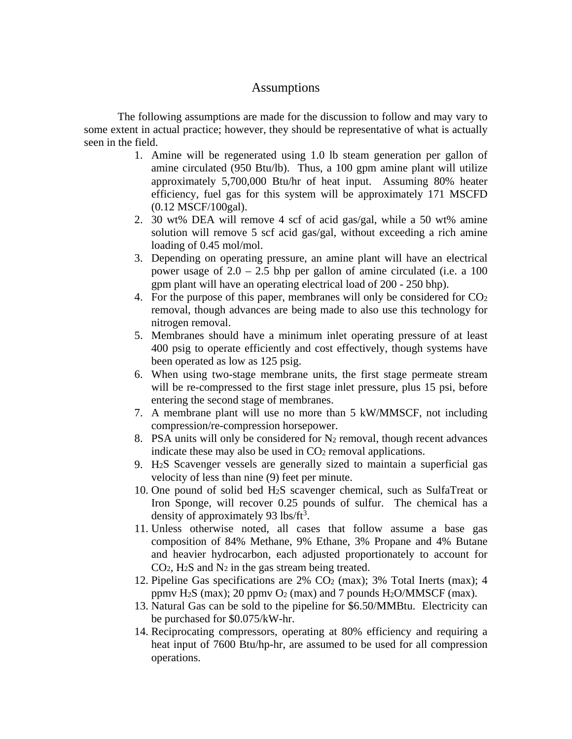# Assumptions

The following assumptions are made for the discussion to follow and may vary to some extent in actual practice; however, they should be representative of what is actually seen in the field.

1. Amine will be regenerated using 1.0 lb steam generation per gallon of amine circulated (950 Btu/lb). Thus, a 100 gpm amine plant will utilize approximately 5,700,000 Btu/hr of heat input. Assuming 80% heater efficiency, fuel gas for this system will be approximately 171 MSCFD (0.12 MSCF/100gal).
2. 30 wt% DEA will remove 4 scf of acid gas/gal, while a 50 wt% amine solution will remove 5 scf acid gas/gal, without exceeding a rich amine loading of 0.45 mol/mol.
3. Depending on operating pressure, an amine plant will have an electrical power usage of 2.0 – 2.5 bhp per gallon of amine circulated (i.e. a 100 gpm plant will have an operating electrical load of 200 - 250 bhp).
4. For the purpose of this paper, membranes will only be considered for $CO_2$ removal, though advances are being made to also use this technology for nitrogen removal.
5. Membranes should have a minimum inlet operating pressure of at least 400 psig to operate efficiently and cost effectively, though systems have been operated as low as 125 psig.
6. When using two-stage membrane units, the first stage permeate stream will be re-compressed to the first stage inlet pressure, plus 15 psi, before entering the second stage of membranes.
7. A membrane plant will use no more than 5 kW/MMSCF, not including compression/re-compression horsepower.
8. PSA units will only be considered for $N_2$ removal, though recent advances indicate these may also be used in $CO_2$ removal applications.
9. $H_2S$ Scavenger vessels are generally sized to maintain a superficial gas velocity of less than nine (9) feet per minute.
10. One pound of solid bed $H_2S$ scavenger chemical, such as SulfaTreat or Iron Sponge, will recover 0.25 pounds of sulfur. The chemical has a density of approximately 93 lbs/ft$^3$.
11. Unless otherwise noted, all cases that follow assume a base gas composition of 84% Methane, 9% Ethane, 3% Propane and 4% Butane and heavier hydrocarbon, each adjusted proportionately to account for $CO_2$, $H_2S$ and $N_2$ in the gas stream being treated.
12. Pipeline Gas specifications are 2% $CO_2$ (max); 3% Total Inerts (max); 4 ppmv $H_2S$ (max); 20 ppmv $O_2$ (max) and 7 pounds $H_2O$/MMSCF (max).
13. Natural Gas can be sold to the pipeline for \$6.50/MMBtu. Electricity can be purchased for \$0.075/kW-hr.
14. Reciprocating compressors, operating at 80% efficiency and requiring a heat input of 7600 Btu/hp-hr, are assumed to be used for all compression operations.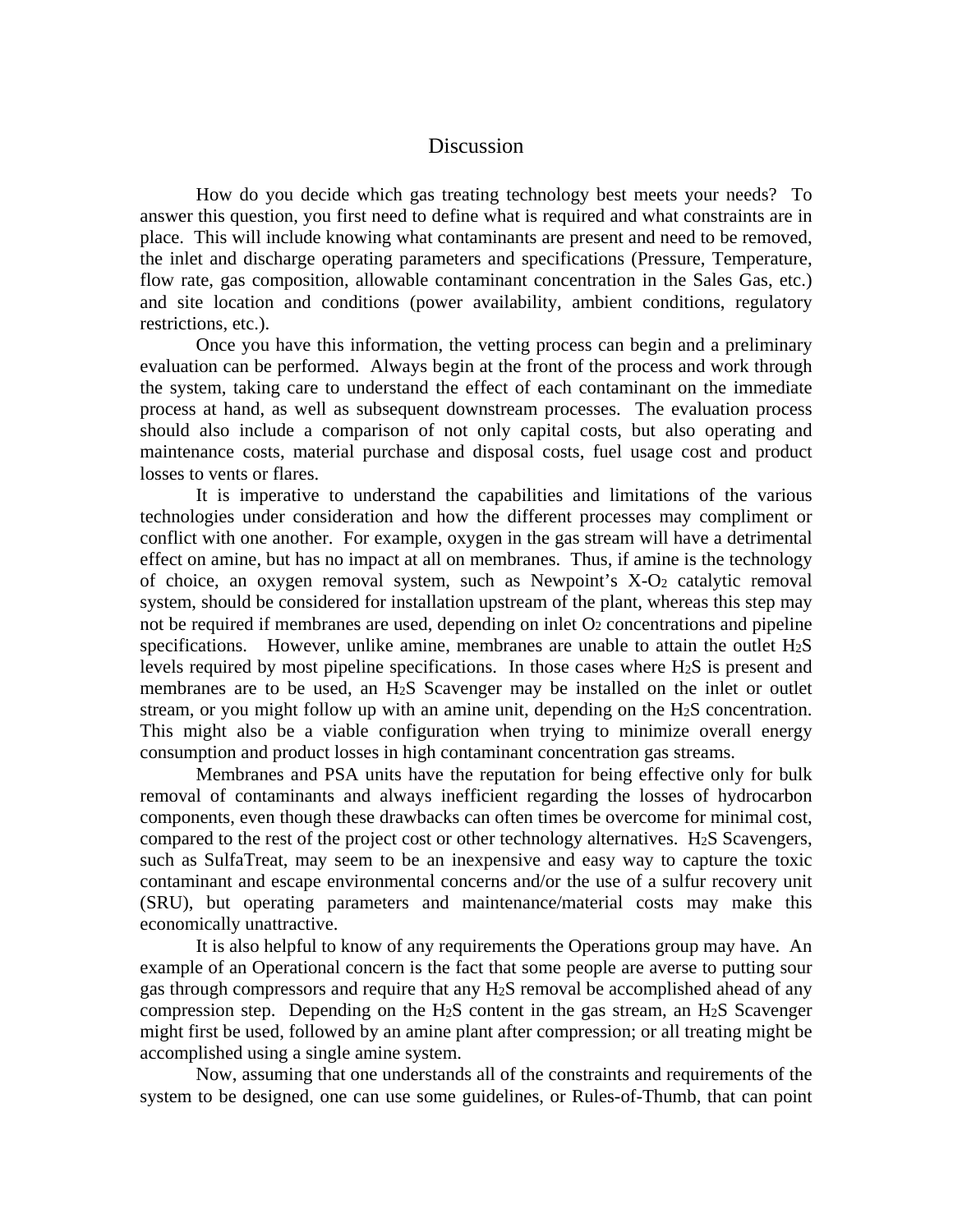# Discussion

How do you decide which gas treating technology best meets your needs? To answer this question, you first need to define what is required and what constraints are in place. This will include knowing what contaminants are present and need to be removed, the inlet and discharge operating parameters and specifications (Pressure, Temperature, flow rate, gas composition, allowable contaminant concentration in the Sales Gas, etc.) and site location and conditions (power availability, ambient conditions, regulatory restrictions, etc.).

Once you have this information, the vetting process can begin and a preliminary evaluation can be performed. Always begin at the front of the process and work through the system, taking care to understand the effect of each contaminant on the immediate process at hand, as well as subsequent downstream processes. The evaluation process should also include a comparison of not only capital costs, but also operating and maintenance costs, material purchase and disposal costs, fuel usage cost and product losses to vents or flares.

It is imperative to understand the capabilities and limitations of the various technologies under consideration and how the different processes may compliment or conflict with one another. For example, oxygen in the gas stream will have a detrimental effect on amine, but has no impact at all on membranes. Thus, if amine is the technology of choice, an oxygen removal system, such as Newpoint's X-$O_2$ catalytic removal system, should be considered for installation upstream of the plant, whereas this step may not be required if membranes are used, depending on inlet $O_2$ concentrations and pipeline specifications. However, unlike amine, membranes are unable to attain the outlet $H_2S$ levels required by most pipeline specifications. In those cases where $H_2S$ is present and membranes are to be used, an $H_2S$ Scavenger may be installed on the inlet or outlet stream, or you might follow up with an amine unit, depending on the $H_2S$ concentration. This might also be a viable configuration when trying to minimize overall energy consumption and product losses in high contaminant concentration gas streams.

Membranes and PSA units have the reputation for being effective only for bulk removal of contaminants and always inefficient regarding the losses of hydrocarbon components, even though these drawbacks can often times be overcome for minimal cost, compared to the rest of the project cost or other technology alternatives. $H_2S$ Scavengers, such as SulfaTreat, may seem to be an inexpensive and easy way to capture the toxic contaminant and escape environmental concerns and/or the use of a sulfur recovery unit (SRU), but operating parameters and maintenance/material costs may make this economically unattractive.

It is also helpful to know of any requirements the Operations group may have. An example of an Operational concern is the fact that some people are averse to putting sour gas through compressors and require that any $H_2S$ removal be accomplished ahead of any compression step. Depending on the $H_2S$ content in the gas stream, an $H_2S$ Scavenger might first be used, followed by an amine plant after compression; or all treating might be accomplished using a single amine system.

Now, assuming that one understands all of the constraints and requirements of the system to be designed, one can use some guidelines, or Rules-of-Thumb, that can point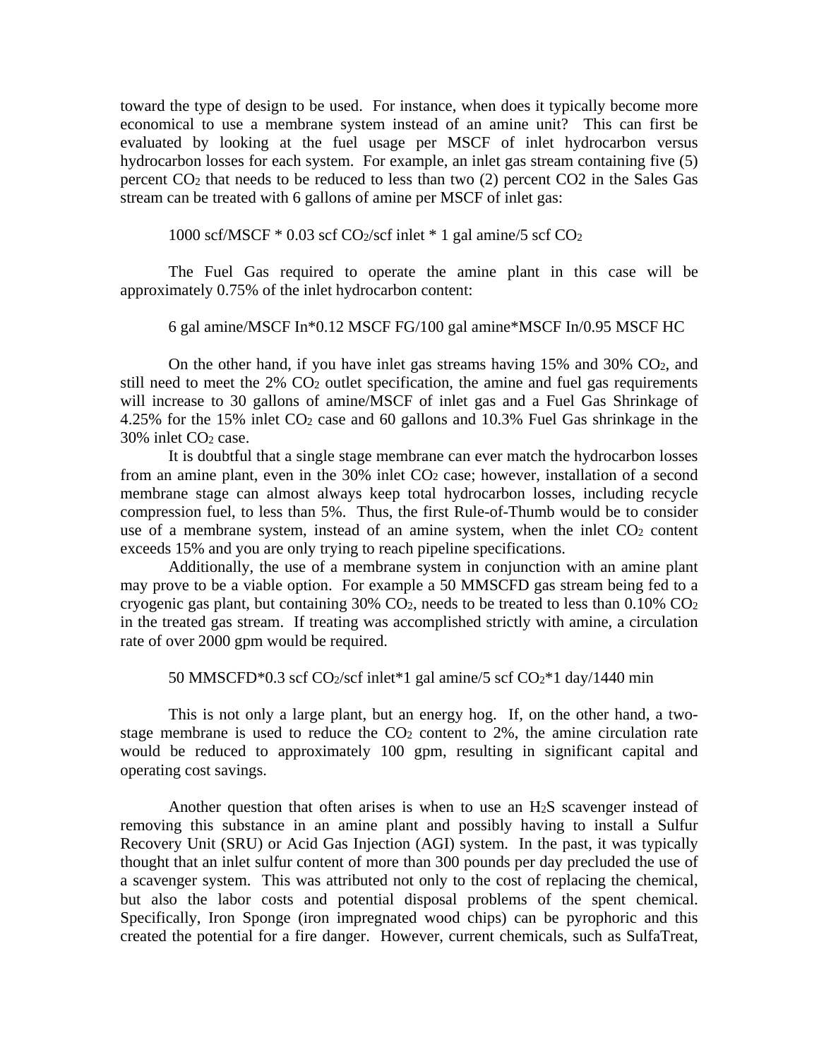toward the type of design to be used. For instance, when does it typically become more economical to use a membrane system instead of an amine unit? This can first be evaluated by looking at the fuel usage per MSCF of inlet hydrocarbon versus hydrocarbon losses for each system. For example, an inlet gas stream containing five (5) percent $CO_2$ that needs to be reduced to less than two (2) percent CO2 in the Sales Gas stream can be treated with 6 gallons of amine per MSCF of inlet gas:

1000 scf/MSCF * 0.03 scf $CO_2$/scf inlet * 1 gal amine/5 scf $CO_2$

The Fuel Gas required to operate the amine plant in this case will be approximately 0.75% of the inlet hydrocarbon content:

6 gal amine/MSCF In*0.12 MSCF FG/100 gal amine*MSCF In/0.95 MSCF HC

On the other hand, if you have inlet gas streams having 15% and 30% $CO_2$, and still need to meet the 2% $CO_2$ outlet specification, the amine and fuel gas requirements will increase to 30 gallons of amine/MSCF of inlet gas and a Fuel Gas Shrinkage of 4.25% for the 15% inlet $CO_2$ case and 60 gallons and 10.3% Fuel Gas shrinkage in the 30% inlet $CO_2$ case.

It is doubtful that a single stage membrane can ever match the hydrocarbon losses from an amine plant, even in the 30% inlet $CO_2$ case; however, installation of a second membrane stage can almost always keep total hydrocarbon losses, including recycle compression fuel, to less than 5%. Thus, the first Rule-of-Thumb would be to consider use of a membrane system, instead of an amine system, when the inlet $CO_2$ content exceeds 15% and you are only trying to reach pipeline specifications.

Additionally, the use of a membrane system in conjunction with an amine plant may prove to be a viable option. For example a 50 MMSCFD gas stream being fed to a cryogenic gas plant, but containing 30% $CO_2$, needs to be treated to less than 0.10% $CO_2$ in the treated gas stream. If treating was accomplished strictly with amine, a circulation rate of over 2000 gpm would be required.

50 MMSCFD*0.3 scf $CO_2$/scf inlet*1 gal amine/5 scf $CO_2$*1 day/1440 min

This is not only a large plant, but an energy hog. If, on the other hand, a two-stage membrane is used to reduce the $CO_2$ content to 2%, the amine circulation rate would be reduced to approximately 100 gpm, resulting in significant capital and operating cost savings.

Another question that often arises is when to use an $H_2S$ scavenger instead of removing this substance in an amine plant and possibly having to install a Sulfur Recovery Unit (SRU) or Acid Gas Injection (AGI) system. In the past, it was typically thought that an inlet sulfur content of more than 300 pounds per day precluded the use of a scavenger system. This was attributed not only to the cost of replacing the chemical, but also the labor costs and potential disposal problems of the spent chemical. Specifically, Iron Sponge (iron impregnated wood chips) can be pyrophoric and this created the potential for a fire danger. However, current chemicals, such as SulfaTreat,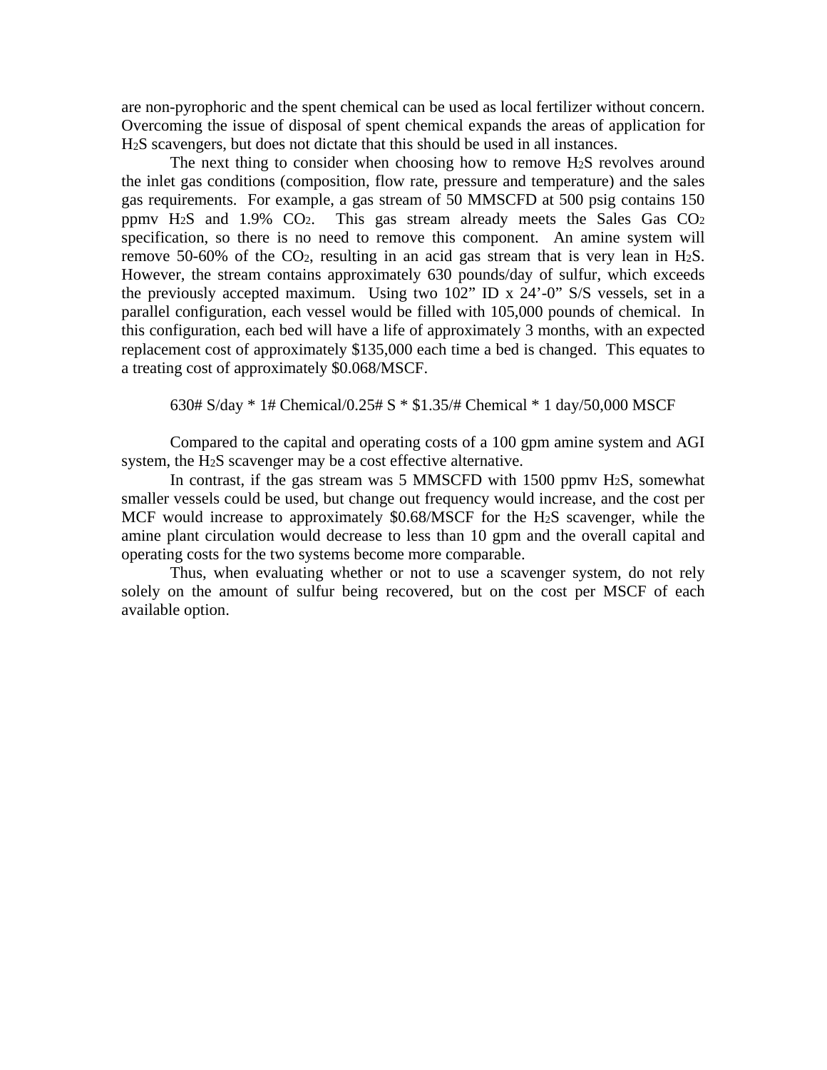are non-pyrophoric and the spent chemical can be used as local fertilizer without concern. Overcoming the issue of disposal of spent chemical expands the areas of application for $H_2S$ scavengers, but does not dictate that this should be used in all instances.

The next thing to consider when choosing how to remove $H_2S$ revolves around the inlet gas conditions (composition, flow rate, pressure and temperature) and the sales gas requirements. For example, a gas stream of 50 MMSCFD at 500 psig contains 150 ppmv $H_2S$ and 1.9% $CO_2$. This gas stream already meets the Sales Gas $CO_2$ specification, so there is no need to remove this component. An amine system will remove 50-60% of the $CO_2$, resulting in an acid gas stream that is very lean in $H_2S$. However, the stream contains approximately 630 pounds/day of sulfur, which exceeds the previously accepted maximum. Using two 102" ID x 24'-0" S/S vessels, set in a parallel configuration, each vessel would be filled with 105,000 pounds of chemical. In this configuration, each bed will have a life of approximately 3 months, with an expected replacement cost of approximately $135,000 each time a bed is changed. This equates to a treating cost of approximately $0.068/MSCF.

630# S/day * 1# Chemical/0.25# S * $1.35/# Chemical * 1 day/50,000 MSCF

Compared to the capital and operating costs of a 100 gpm amine system and AGI system, the $H_2S$ scavenger may be a cost effective alternative.

In contrast, if the gas stream was 5 MMSCFD with 1500 ppmv $H_2S$, somewhat smaller vessels could be used, but change out frequency would increase, and the cost per MCF would increase to approximately $0.68/MSCF for the $H_2S$ scavenger, while the amine plant circulation would decrease to less than 10 gpm and the overall capital and operating costs for the two systems become more comparable.

Thus, when evaluating whether or not to use a scavenger system, do not rely solely on the amount of sulfur being recovered, but on the cost per MSCF of each available option.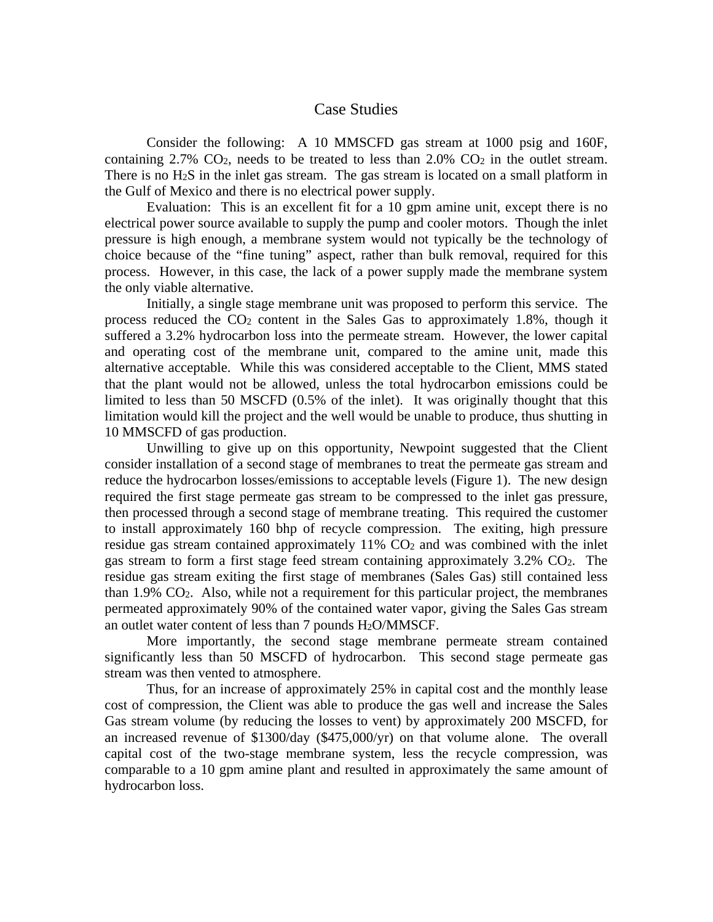# Case Studies

Consider the following: A 10 MMSCFD gas stream at 1000 psig and 160F, containing 2.7% $CO_2$, needs to be treated to less than 2.0% $CO_2$ in the outlet stream. There is no $H_2S$ in the inlet gas stream. The gas stream is located on a small platform in the Gulf of Mexico and there is no electrical power supply.

Evaluation: This is an excellent fit for a 10 gpm amine unit, except there is no electrical power source available to supply the pump and cooler motors. Though the inlet pressure is high enough, a membrane system would not typically be the technology of choice because of the "fine tuning" aspect, rather than bulk removal, required for this process. However, in this case, the lack of a power supply made the membrane system the only viable alternative.

Initially, a single stage membrane unit was proposed to perform this service. The process reduced the $CO_2$ content in the Sales Gas to approximately 1.8%, though it suffered a 3.2% hydrocarbon loss into the permeate stream. However, the lower capital and operating cost of the membrane unit, compared to the amine unit, made this alternative acceptable. While this was considered acceptable to the Client, MMS stated that the plant would not be allowed, unless the total hydrocarbon emissions could be limited to less than 50 MSCFD (0.5% of the inlet). It was originally thought that this limitation would kill the project and the well would be unable to produce, thus shutting in 10 MMSCFD of gas production.

Unwilling to give up on this opportunity, Newpoint suggested that the Client consider installation of a second stage of membranes to treat the permeate gas stream and reduce the hydrocarbon losses/emissions to acceptable levels (Figure 1). The new design required the first stage permeate gas stream to be compressed to the inlet gas pressure, then processed through a second stage of membrane treating. This required the customer to install approximately 160 bhp of recycle compression. The exiting, high pressure residue gas stream contained approximately 11% $CO_2$ and was combined with the inlet gas stream to form a first stage feed stream containing approximately 3.2% $CO_2$. The residue gas stream exiting the first stage of membranes (Sales Gas) still contained less than 1.9% $CO_2$. Also, while not a requirement for this particular project, the membranes permeated approximately 90% of the contained water vapor, giving the Sales Gas stream an outlet water content of less than 7 pounds $H_2O$/MMSCF.

More importantly, the second stage membrane permeate stream contained significantly less than 50 MSCFD of hydrocarbon. This second stage permeate gas stream was then vented to atmosphere.

Thus, for an increase of approximately 25% in capital cost and the monthly lease cost of compression, the Client was able to produce the gas well and increase the Sales Gas stream volume (by reducing the losses to vent) by approximately 200 MSCFD, for an increased revenue of $1300/day ($475,000/yr) on that volume alone. The overall capital cost of the two-stage membrane system, less the recycle compression, was comparable to a 10 gpm amine plant and resulted in approximately the same amount of hydrocarbon loss.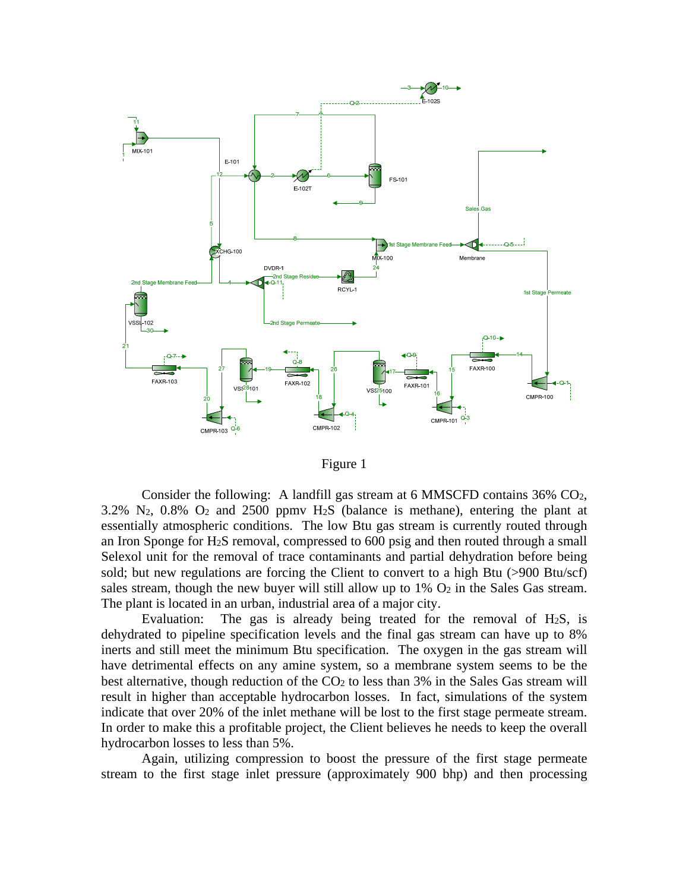E-102S

Q-2

MIX-101

E-101

E-102T

FS-101

Sales Gas

1st Stage Membrane Feed

Membrane

MIX-100

XCHG-100

DVDR-1

2nd Stage Residue

RCYL-1

2nd Stage Membrane Feed

1st Stage Permeate

VSSL-102

2nd Stage Permeate

FAXR-103

FAXR-102

FAXR-101

FAXR-100

VSSL-101

VSSL-100

CMPR-103

CMPR-102

CMPR-101

CMPR-100

Figure 1

Consider the following: A landfill gas stream at 6 MMSCFD contains 36% $CO_2$, 3.2% $N_2$, 0.8% $O_2$ and 2500 ppmv $H_2S$ (balance is methane), entering the plant at essentially atmospheric conditions. The low Btu gas stream is currently routed through an Iron Sponge for $H_2S$ removal, compressed to 600 psig and then routed through a small Selexol unit for the removal of trace contaminants and partial dehydration before being sold; but new regulations are forcing the Client to convert to a high Btu (>900 Btu/scf) sales stream, though the new buyer will still allow up to 1% $O_2$ in the Sales Gas stream. The plant is located in an urban, industrial area of a major city.

Evaluation: The gas is already being treated for the removal of $H_2S$, is dehydrated to pipeline specification levels and the final gas stream can have up to 8% inerts and still meet the minimum Btu specification. The oxygen in the gas stream will have detrimental effects on any amine system, so a membrane system seems to be the best alternative, though reduction of the $CO_2$ to less than 3% in the Sales Gas stream will result in higher than acceptable hydrocarbon losses. In fact, simulations of the system indicate that over 20% of the inlet methane will be lost to the first stage permeate stream. In order to make this a profitable project, the Client believes he needs to keep the overall hydrocarbon losses to less than 5%.

Again, utilizing compression to boost the pressure of the first stage permeate stream to the first stage inlet pressure (approximately 900 bhp) and then processing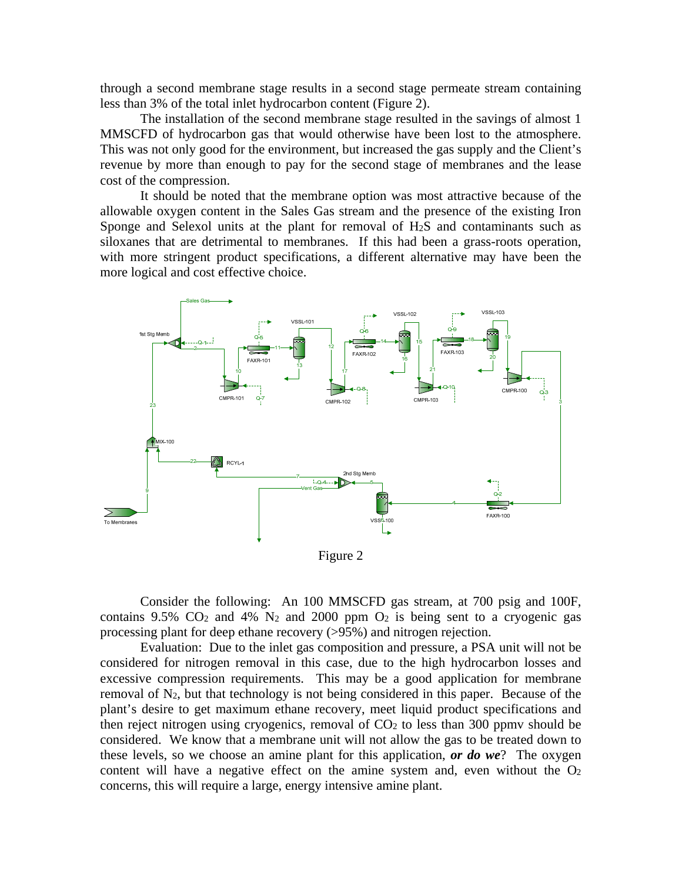through a second membrane stage results in a second stage permeate stream containing less than 3% of the total inlet hydrocarbon content (Figure 2).

The installation of the second membrane stage resulted in the savings of almost 1 MMSCFD of hydrocarbon gas that would otherwise have been lost to the atmosphere. This was not only good for the environment, but increased the gas supply and the Client's revenue by more than enough to pay for the second stage of membranes and the lease cost of the compression.

It should be noted that the membrane option was most attractive because of the allowable oxygen content in the Sales Gas stream and the presence of the existing Iron Sponge and Selexol units at the plant for removal of $H_2S$ and contaminants such as siloxanes that are detrimental to membranes. If this had been a grass-roots operation, with more stringent product specifications, a different alternative may have been the more logical and cost effective choice.

Sales Gas
1st Stg Memb
Q-1
2
Q-5
FAXR-101
11
VSSL-101
13
10
CMPR-101
Q-7
12
17
CMPR-102
Q-8
Q-6
FAXR-102
14
VSSL-102
15
16
21
CMPR-103
Q-10
Q-9
FAXR-103
18
VSSL-103
19
20
CMPR-100
Q-3
3
23
MIX-100
22
RCYL-1
9
To Membranes
7
Q-4
Vent Gas
2nd Stg Memb
5
VSSL-100
4
Q-2
FAXR-100

Figure 2

Consider the following: An 100 MMSCFD gas stream, at 700 psig and 100F, contains 9.5% $CO_2$ and 4% $N_2$ and 2000 ppm $O_2$ is being sent to a cryogenic gas processing plant for deep ethane recovery (>95%) and nitrogen rejection.

Evaluation: Due to the inlet gas composition and pressure, a PSA unit will not be considered for nitrogen removal in this case, due to the high hydrocarbon losses and excessive compression requirements. This may be a good application for membrane removal of $N_2$, but that technology is not being considered in this paper. Because of the plant's desire to get maximum ethane recovery, meet liquid product specifications and then reject nitrogen using cryogenics, removal of $CO_2$ to less than 300 ppmv should be considered. We know that a membrane unit will not allow the gas to be treated down to these levels, so we choose an amine plant for this application, ***or do we***? The oxygen content will have a negative effect on the amine system and, even without the $O_2$ concerns, this will require a large, energy intensive amine plant.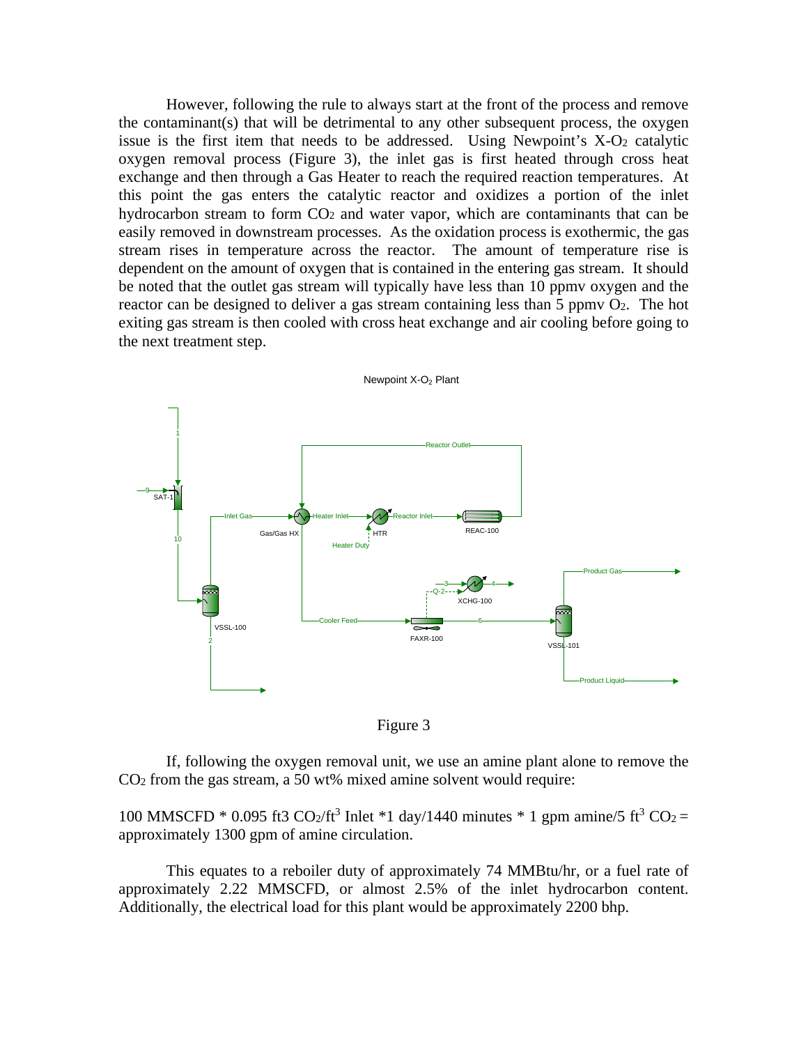However, following the rule to always start at the front of the process and remove the contaminant(s) that will be detrimental to any other subsequent process, the oxygen issue is the first item that needs to be addressed. Using Newpoint's X-$O_2$ catalytic oxygen removal process (Figure 3), the inlet gas is first heated through cross heat exchange and then through a Gas Heater to reach the required reaction temperatures. At this point the gas enters the catalytic reactor and oxidizes a portion of the inlet hydrocarbon stream to form $CO_2$ and water vapor, which are contaminants that can be easily removed in downstream processes. As the oxidation process is exothermic, the gas stream rises in temperature across the reactor. The amount of temperature rise is dependent on the amount of oxygen that is contained in the entering gas stream. It should be noted that the outlet gas stream will typically have less than 10 ppmv oxygen and the reactor can be designed to deliver a gas stream containing less than 5 ppmv $O_2$. The hot exiting gas stream is then cooled with cross heat exchange and air cooling before going to the next treatment step.

Newpoint X-$O_2$ Plant

1
9
SAT-1
10
Inlet Gas
Gas/Gas HX
Heater Inlet
HTR
Heater Duty
Reactor Inlet
REAC-100
Reactor Outlet
VSSL-100
2
Cooler Feed
FAXR-100
Q-2
3
XCHG-100
4
6
VSSL-101
Product Gas
Product Liquid

Figure 3

If, following the oxygen removal unit, we use an amine plant alone to remove the $CO_2$ from the gas stream, a 50 wt% mixed amine solvent would require:

100 MMSCFD * 0.095 ft3 $CO_2$/ft$^3$ Inlet *1 day/1440 minutes * 1 gpm amine/5 ft$^3$ $CO_2$ = approximately 1300 gpm of amine circulation.

This equates to a reboiler duty of approximately 74 MMBtu/hr, or a fuel rate of approximately 2.22 MMSCFD, or almost 2.5% of the inlet hydrocarbon content. Additionally, the electrical load for this plant would be approximately 2200 bhp.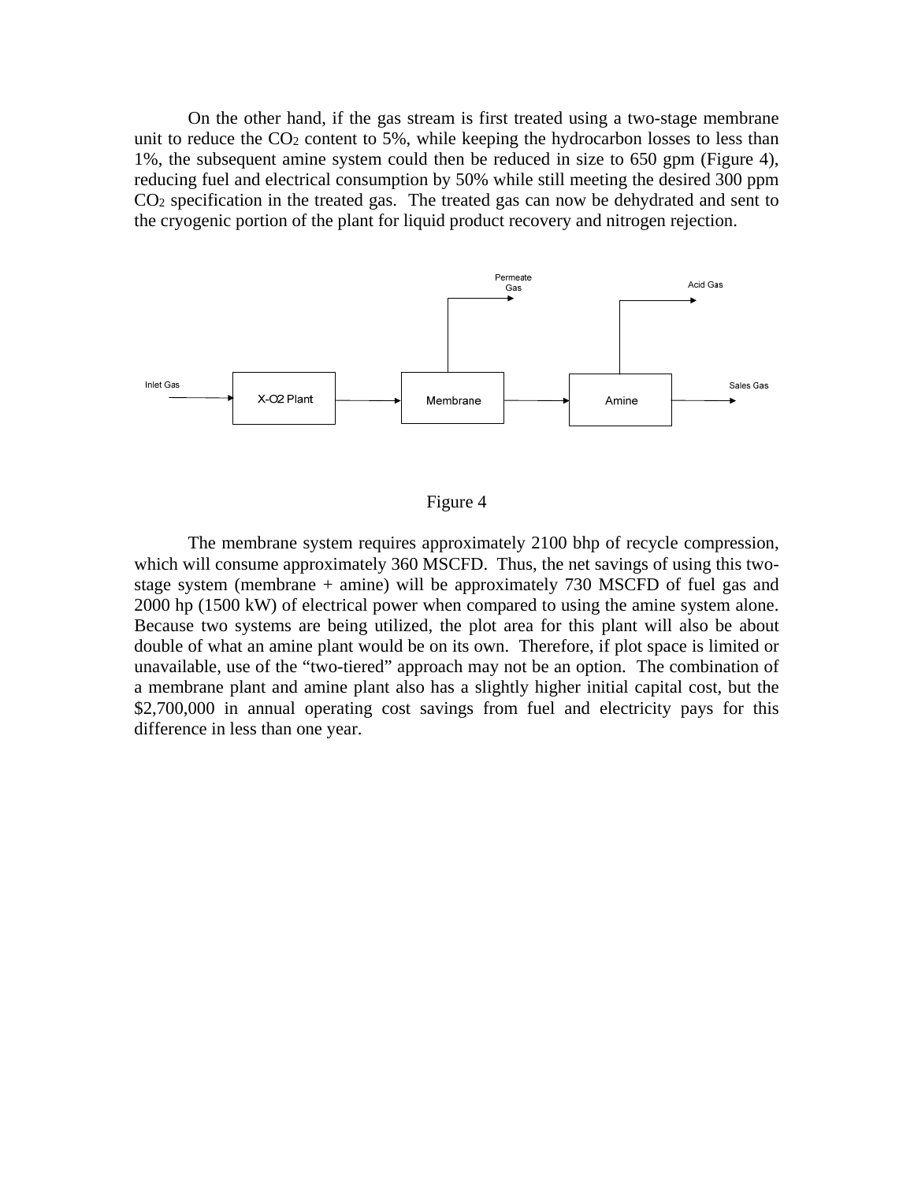On the other hand, if the gas stream is first treated using a two-stage membrane unit to reduce the $CO_2$ content to 5%, while keeping the hydrocarbon losses to less than 1%, the subsequent amine system could then be reduced in size to 650 gpm (Figure 4), reducing fuel and electrical consumption by 50% while still meeting the desired 300 ppm $CO_2$ specification in the treated gas. The treated gas can now be dehydrated and sent to the cryogenic portion of the plant for liquid product recovery and nitrogen rejection.

Permeate Gas

Acid Gas

Inlet Gas

X-O2 Plant

Membrane

Amine

Sales Gas

Figure 4

The membrane system requires approximately 2100 bhp of recycle compression, which will consume approximately 360 MSCFD. Thus, the net savings of using this two-stage system (membrane + amine) will be approximately 730 MSCFD of fuel gas and 2000 hp (1500 kW) of electrical power when compared to using the amine system alone. Because two systems are being utilized, the plot area for this plant will also be about double of what an amine plant would be on its own. Therefore, if plot space is limited or unavailable, use of the "two-tiered" approach may not be an option. The combination of a membrane plant and amine plant also has a slightly higher initial capital cost, but the $2,700,000 in annual operating cost savings from fuel and electricity pays for this difference in less than one year.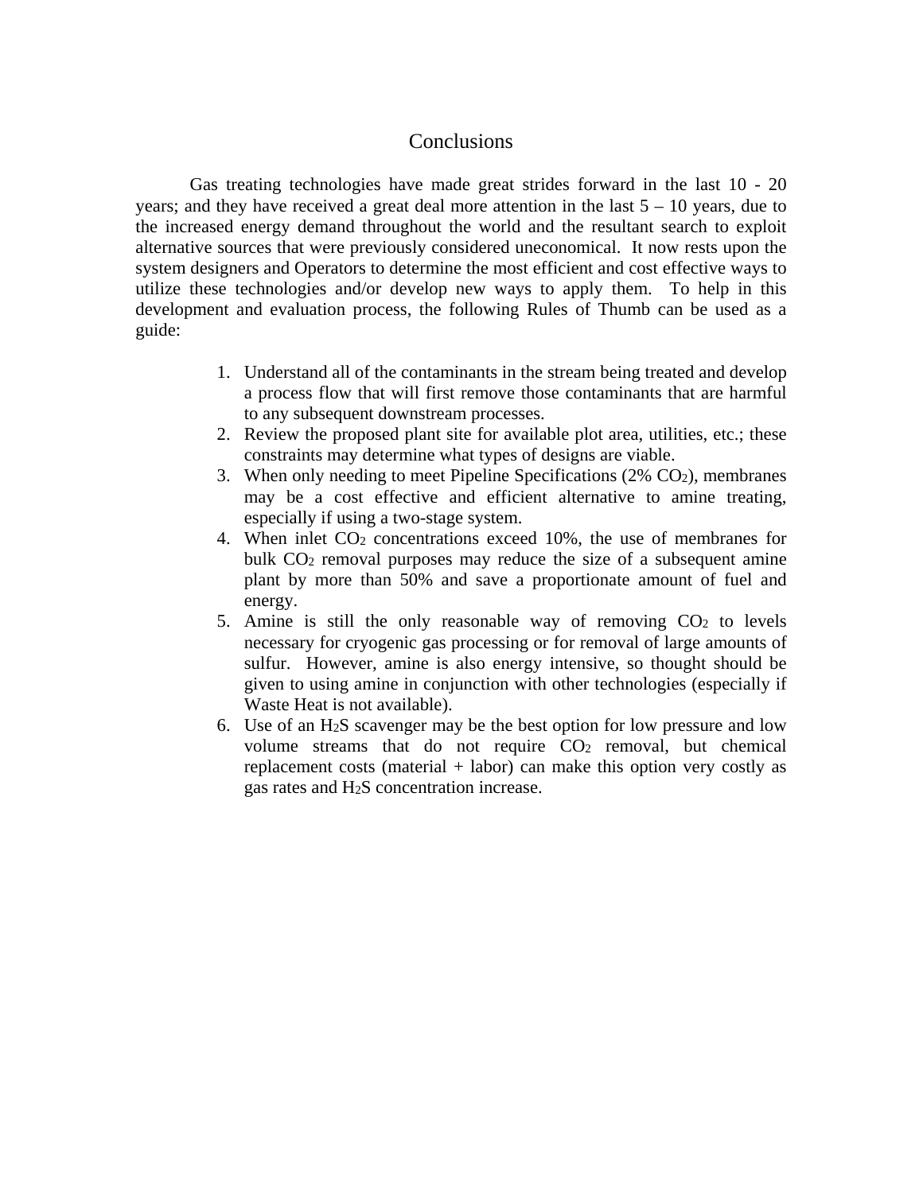# Conclusions

Gas treating technologies have made great strides forward in the last 10 - 20 years; and they have received a great deal more attention in the last 5 – 10 years, due to the increased energy demand throughout the world and the resultant search to exploit alternative sources that were previously considered uneconomical. It now rests upon the system designers and Operators to determine the most efficient and cost effective ways to utilize these technologies and/or develop new ways to apply them. To help in this development and evaluation process, the following Rules of Thumb can be used as a guide:

1. Understand all of the contaminants in the stream being treated and develop a process flow that will first remove those contaminants that are harmful to any subsequent downstream processes.
2. Review the proposed plant site for available plot area, utilities, etc.; these constraints may determine what types of designs are viable.
3. When only needing to meet Pipeline Specifications (2% $CO_2$), membranes may be a cost effective and efficient alternative to amine treating, especially if using a two-stage system.
4. When inlet $CO_2$ concentrations exceed 10%, the use of membranes for bulk $CO_2$ removal purposes may reduce the size of a subsequent amine plant by more than 50% and save a proportionate amount of fuel and energy.
5. Amine is still the only reasonable way of removing $CO_2$ to levels necessary for cryogenic gas processing or for removal of large amounts of sulfur. However, amine is also energy intensive, so thought should be given to using amine in conjunction with other technologies (especially if Waste Heat is not available).
6. Use of an $H_2S$ scavenger may be the best option for low pressure and low volume streams that do not require $CO_2$ removal, but chemical replacement costs (material + labor) can make this option very costly as gas rates and $H_2S$ concentration increase.